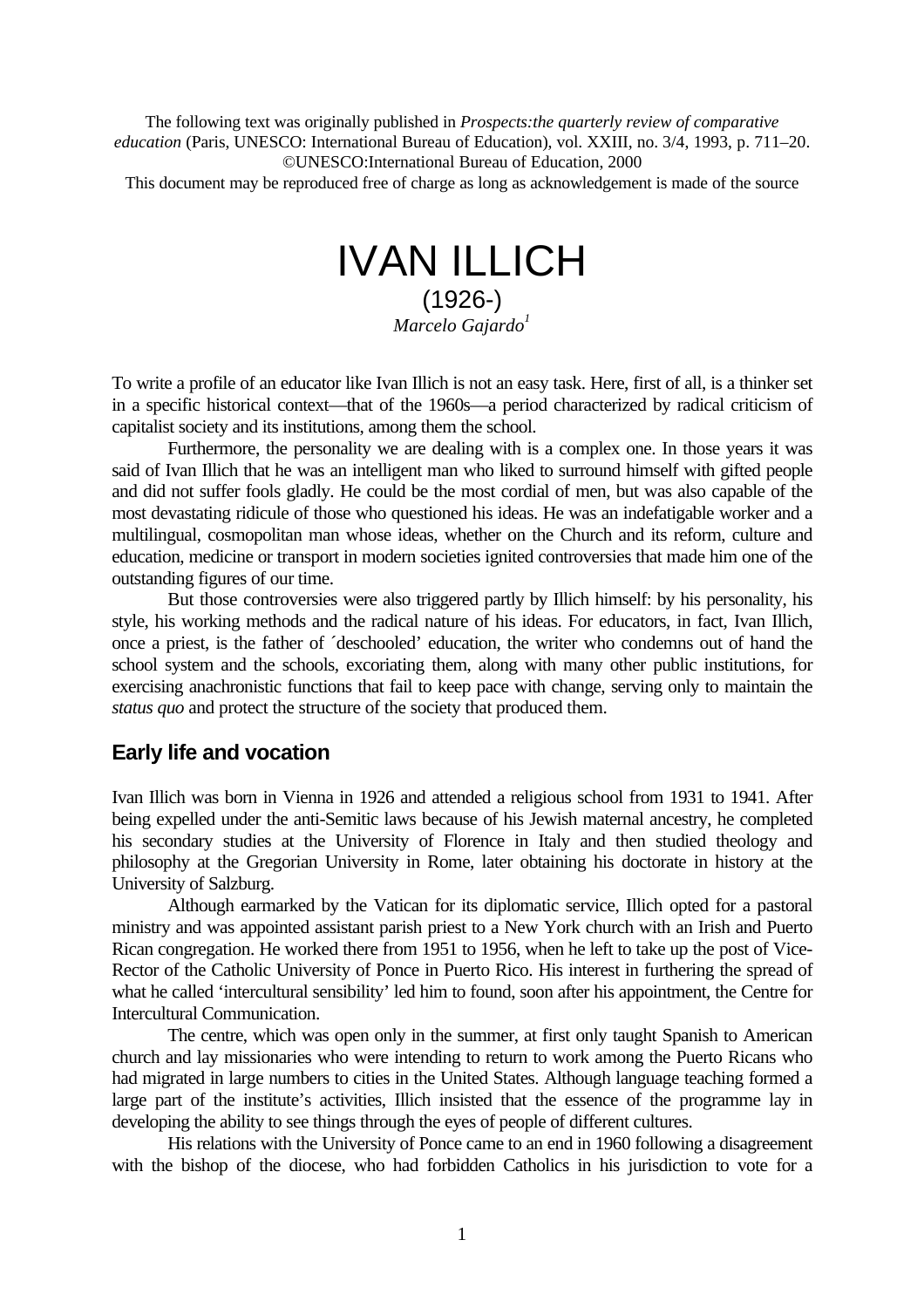The following text was originally published in *Prospects:the quarterly review of comparative education* (Paris, UNESCO: International Bureau of Education), vol. XXIII, no. 3/4, 1993, p. 711–20.
©UNESCO:International Bureau of Education, 2000
This document may be reproduced free of charge as long as acknowledgement is made of the source

# IVAN ILLICH

(1926-)

*Marcelo Gajardo*[1]

To write a profile of an educator like Ivan Illich is not an easy task. Here, first of all, is a thinker set in a specific historical context—that of the 1960s—a period characterized by radical criticism of capitalist society and its institutions, among them the school.

Furthermore, the personality we are dealing with is a complex one. In those years it was said of Ivan Illich that he was an intelligent man who liked to surround himself with gifted people and did not suffer fools gladly. He could be the most cordial of men, but was also capable of the most devastating ridicule of those who questioned his ideas. He was an indefatigable worker and a multilingual, cosmopolitan man whose ideas, whether on the Church and its reform, culture and education, medicine or transport in modern societies ignited controversies that made him one of the outstanding figures of our time.

But those controversies were also triggered partly by Illich himself: by his personality, his style, his working methods and the radical nature of his ideas. For educators, in fact, Ivan Illich, once a priest, is the father of ´deschooled' education, the writer who condemns out of hand the school system and the schools, excoriating them, along with many other public institutions, for exercising anachronistic functions that fail to keep pace with change, serving only to maintain the *status quo* and protect the structure of the society that produced them.

## Early life and vocation

Ivan Illich was born in Vienna in 1926 and attended a religious school from 1931 to 1941. After being expelled under the anti-Semitic laws because of his Jewish maternal ancestry, he completed his secondary studies at the University of Florence in Italy and then studied theology and philosophy at the Gregorian University in Rome, later obtaining his doctorate in history at the University of Salzburg.

Although earmarked by the Vatican for its diplomatic service, Illich opted for a pastoral ministry and was appointed assistant parish priest to a New York church with an Irish and Puerto Rican congregation. He worked there from 1951 to 1956, when he left to take up the post of Vice-Rector of the Catholic University of Ponce in Puerto Rico. His interest in furthering the spread of what he called 'intercultural sensibility' led him to found, soon after his appointment, the Centre for Intercultural Communication.

The centre, which was open only in the summer, at first only taught Spanish to American church and lay missionaries who were intending to return to work among the Puerto Ricans who had migrated in large numbers to cities in the United States. Although language teaching formed a large part of the institute's activities, Illich insisted that the essence of the programme lay in developing the ability to see things through the eyes of people of different cultures.

His relations with the University of Ponce came to an end in 1960 following a disagreement with the bishop of the diocese, who had forbidden Catholics in his jurisdiction to vote for a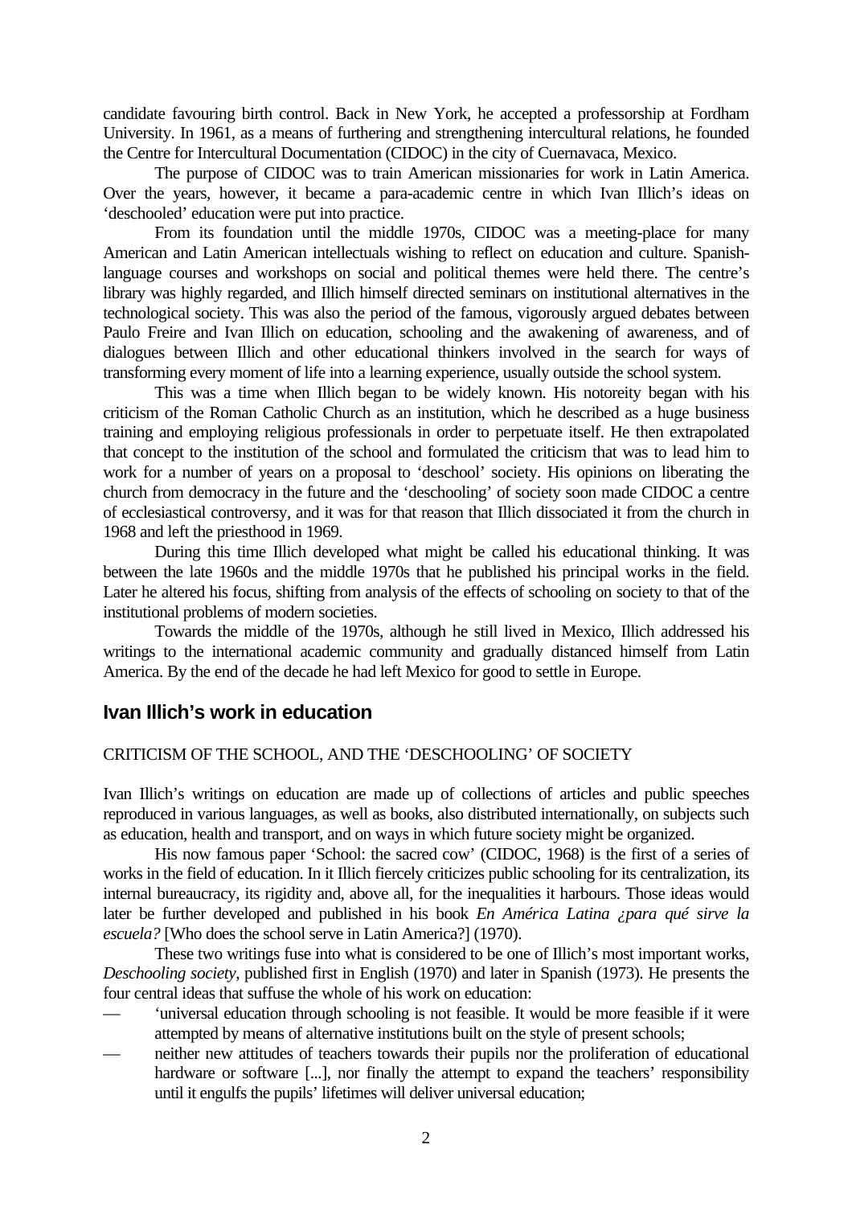candidate favouring birth control. Back in New York, he accepted a professorship at Fordham University. In 1961, as a means of furthering and strengthening intercultural relations, he founded the Centre for Intercultural Documentation (CIDOC) in the city of Cuernavaca, Mexico.

The purpose of CIDOC was to train American missionaries for work in Latin America. Over the years, however, it became a para-academic centre in which Ivan Illich's ideas on 'deschooled' education were put into practice.

From its foundation until the middle 1970s, CIDOC was a meeting-place for many American and Latin American intellectuals wishing to reflect on education and culture. Spanish-language courses and workshops on social and political themes were held there. The centre's library was highly regarded, and Illich himself directed seminars on institutional alternatives in the technological society. This was also the period of the famous, vigorously argued debates between Paulo Freire and Ivan Illich on education, schooling and the awakening of awareness, and of dialogues between Illich and other educational thinkers involved in the search for ways of transforming every moment of life into a learning experience, usually outside the school system.

This was a time when Illich began to be widely known. His notoreity began with his criticism of the Roman Catholic Church as an institution, which he described as a huge business training and employing religious professionals in order to perpetuate itself. He then extrapolated that concept to the institution of the school and formulated the criticism that was to lead him to work for a number of years on a proposal to 'deschool' society. His opinions on liberating the church from democracy in the future and the 'deschooling' of society soon made CIDOC a centre of ecclesiastical controversy, and it was for that reason that Illich dissociated it from the church in 1968 and left the priesthood in 1969.

During this time Illich developed what might be called his educational thinking. It was between the late 1960s and the middle 1970s that he published his principal works in the field. Later he altered his focus, shifting from analysis of the effects of schooling on society to that of the institutional problems of modern societies.

Towards the middle of the 1970s, although he still lived in Mexico, Illich addressed his writings to the international academic community and gradually distanced himself from Latin America. By the end of the decade he had left Mexico for good to settle in Europe.

## Ivan Illich's work in education

### CRITICISM OF THE SCHOOL, AND THE 'DESCHOOLING' OF SOCIETY

Ivan Illich's writings on education are made up of collections of articles and public speeches reproduced in various languages, as well as books, also distributed internationally, on subjects such as education, health and transport, and on ways in which future society might be organized.

His now famous paper 'School: the sacred cow' (CIDOC, 1968) is the first of a series of works in the field of education. In it Illich fiercely criticizes public schooling for its centralization, its internal bureaucracy, its rigidity and, above all, for the inequalities it harbours. Those ideas would later be further developed and published in his book *En América Latina ¿para qué sirve la escuela?* [Who does the school serve in Latin America?] (1970).

These two writings fuse into what is considered to be one of Illich's most important works, *Deschooling society*, published first in English (1970) and later in Spanish (1973). He presents the four central ideas that suffuse the whole of his work on education:

- 'universal education through schooling is not feasible. It would be more feasible if it were attempted by means of alternative institutions built on the style of present schools;
- neither new attitudes of teachers towards their pupils nor the proliferation of educational hardware or software [...], nor finally the attempt to expand the teachers' responsibility until it engulfs the pupils' lifetimes will deliver universal education;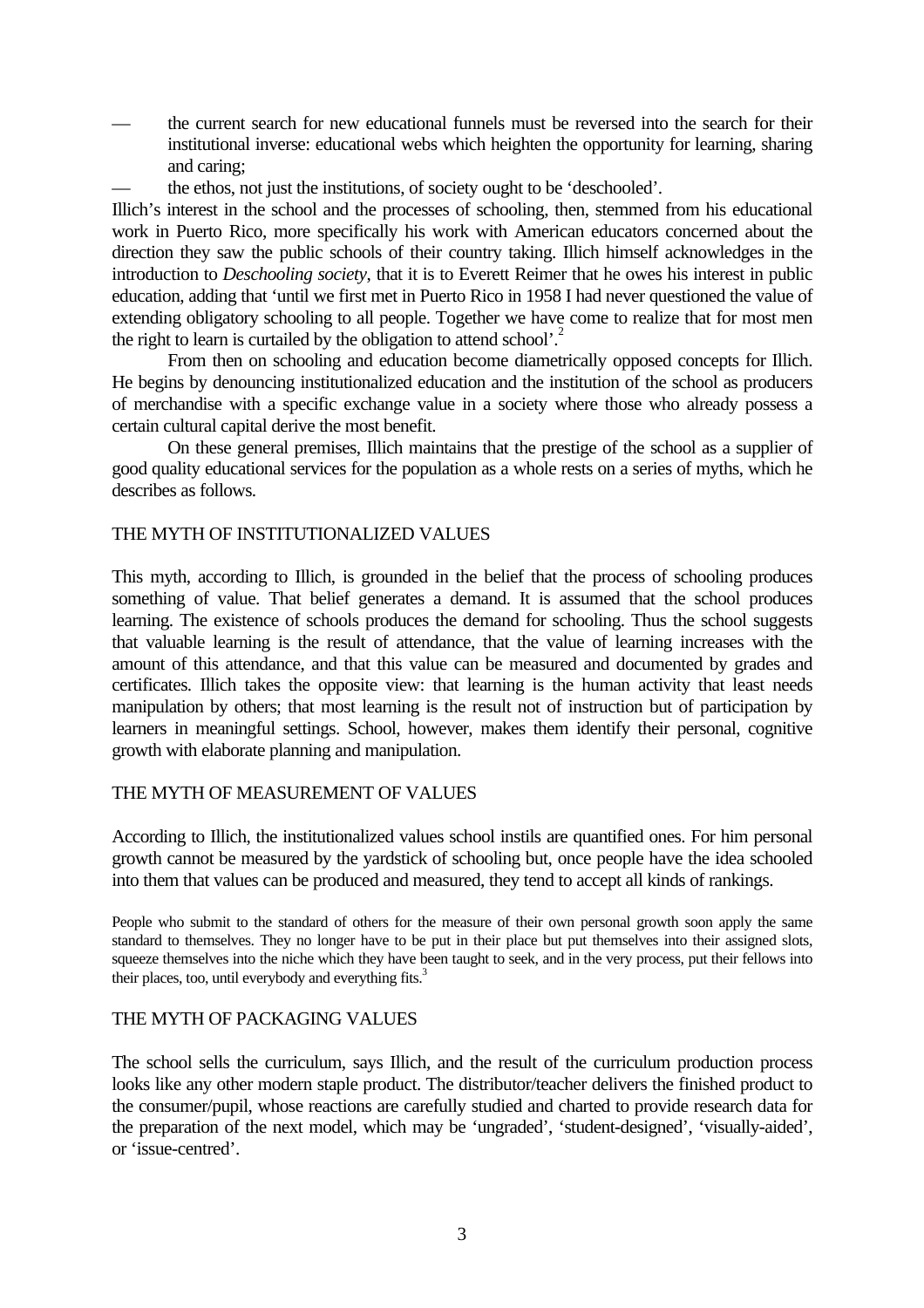- the current search for new educational funnels must be reversed into the search for their institutional inverse: educational webs which heighten the opportunity for learning, sharing and caring;
- the ethos, not just the institutions, of society ought to be 'deschooled'.

Illich's interest in the school and the processes of schooling, then, stemmed from his educational work in Puerto Rico, more specifically his work with American educators concerned about the direction they saw the public schools of their country taking. Illich himself acknowledges in the introduction to *Deschooling society*, that it is to Everett Reimer that he owes his interest in public education, adding that 'until we first met in Puerto Rico in 1958 I had never questioned the value of extending obligatory schooling to all people. Together we have come to realize that for most men the right to learn is curtailed by the obligation to attend school'.[2]

From then on schooling and education become diametrically opposed concepts for Illich. He begins by denouncing institutionalized education and the institution of the school as producers of merchandise with a specific exchange value in a society where those who already possess a certain cultural capital derive the most benefit.

On these general premises, Illich maintains that the prestige of the school as a supplier of good quality educational services for the population as a whole rests on a series of myths, which he describes as follows.

## THE MYTH OF INSTITUTIONALIZED VALUES

This myth, according to Illich, is grounded in the belief that the process of schooling produces something of value. That belief generates a demand. It is assumed that the school produces learning. The existence of schools produces the demand for schooling. Thus the school suggests that valuable learning is the result of attendance, that the value of learning increases with the amount of this attendance, and that this value can be measured and documented by grades and certificates. Illich takes the opposite view: that learning is the human activity that least needs manipulation by others; that most learning is the result not of instruction but of participation by learners in meaningful settings. School, however, makes them identify their personal, cognitive growth with elaborate planning and manipulation.

## THE MYTH OF MEASUREMENT OF VALUES

According to Illich, the institutionalized values school instils are quantified ones. For him personal growth cannot be measured by the yardstick of schooling but, once people have the idea schooled into them that values can be produced and measured, they tend to accept all kinds of rankings.

> People who submit to the standard of others for the measure of their own personal growth soon apply the same standard to themselves. They no longer have to be put in their place but put themselves into their assigned slots, squeeze themselves into the niche which they have been taught to seek, and in the very process, put their fellows into their places, too, until everybody and everything fits.[3]

## THE MYTH OF PACKAGING VALUES

The school sells the curriculum, says Illich, and the result of the curriculum production process looks like any other modern staple product. The distributor/teacher delivers the finished product to the consumer/pupil, whose reactions are carefully studied and charted to provide research data for the preparation of the next model, which may be 'ungraded', 'student-designed', 'visually-aided', or 'issue-centred'.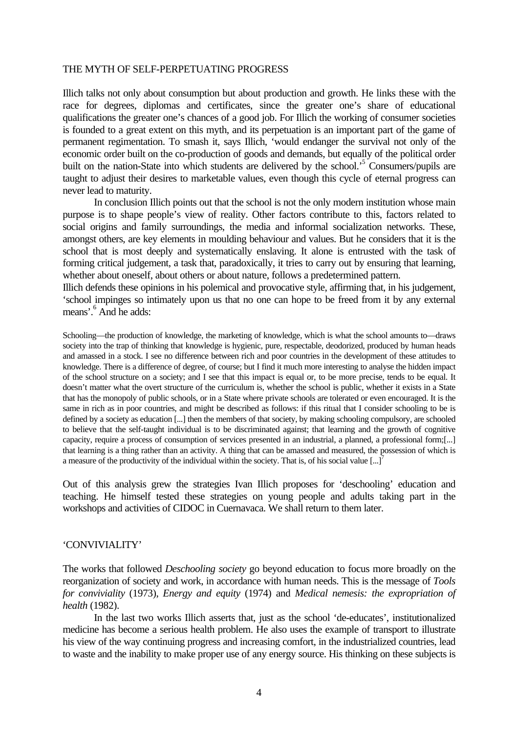## THE MYTH OF SELF-PERPETUATING PROGRESS

Illich talks not only about consumption but about production and growth. He links these with the race for degrees, diplomas and certificates, since the greater one's share of educational qualifications the greater one's chances of a good job. For Illich the working of consumer societies is founded to a great extent on this myth, and its perpetuation is an important part of the game of permanent regimentation. To smash it, says Illich, 'would endanger the survival not only of the economic order built on the co-production of goods and demands, but equally of the political order built on the nation-State into which students are delivered by the school.'[5] Consumers/pupils are taught to adjust their desires to marketable values, even though this cycle of eternal progress can never lead to maturity.

In conclusion Illich points out that the school is not the only modern institution whose main purpose is to shape people's view of reality. Other factors contribute to this, factors related to social origins and family surroundings, the media and informal socialization networks. These, amongst others, are key elements in moulding behaviour and values. But he considers that it is the school that is most deeply and systematically enslaving. It alone is entrusted with the task of forming critical judgement, a task that, paradoxically, it tries to carry out by ensuring that learning, whether about oneself, about others or about nature, follows a predetermined pattern.

Illich defends these opinions in his polemical and provocative style, affirming that, in his judgement, 'school impinges so intimately upon us that no one can hope to be freed from it by any external means'.[6] And he adds:

> Schooling—the production of knowledge, the marketing of knowledge, which is what the school amounts to—draws society into the trap of thinking that knowledge is hygienic, pure, respectable, deodorized, produced by human heads and amassed in a stock. I see no difference between rich and poor countries in the development of these attitudes to knowledge. There is a difference of degree, of course; but I find it much more interesting to analyse the hidden impact of the school structure on a society; and I see that this impact is equal or, to be more precise, tends to be equal. It doesn't matter what the overt structure of the curriculum is, whether the school is public, whether it exists in a State that has the monopoly of public schools, or in a State where private schools are tolerated or even encouraged. It is the same in rich as in poor countries, and might be described as follows: if this ritual that I consider schooling to be is defined by a society as education [...] then the members of that society, by making schooling compulsory, are schooled to believe that the self-taught individual is to be discriminated against; that learning and the growth of cognitive capacity, require a process of consumption of services presented in an industrial, a planned, a professional form;[...] that learning is a thing rather than an activity. A thing that can be amassed and measured, the possession of which is a measure of the productivity of the individual within the society. That is, of his social value [...][7]

Out of this analysis grew the strategies Ivan Illich proposes for 'deschooling' education and teaching. He himself tested these strategies on young people and adults taking part in the workshops and activities of CIDOC in Cuernavaca. We shall return to them later.

## 'CONVIVIALITY'

The works that followed *Deschooling society* go beyond education to focus more broadly on the reorganization of society and work, in accordance with human needs. This is the message of *Tools for conviviality* (1973), *Energy and equity* (1974) and *Medical nemesis: the expropriation of health* (1982).

In the last two works Illich asserts that, just as the school 'de-educates', institutionalized medicine has become a serious health problem. He also uses the example of transport to illustrate his view of the way continuing progress and increasing comfort, in the industrialized countries, lead to waste and the inability to make proper use of any energy source. His thinking on these subjects is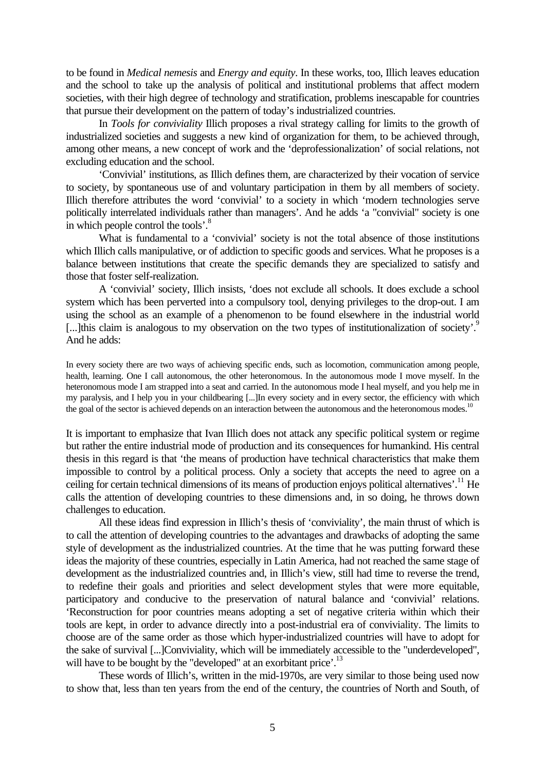to be found in *Medical nemesis* and *Energy and equity*. In these works, too, Illich leaves education and the school to take up the analysis of political and institutional problems that affect modern societies, with their high degree of technology and stratification, problems inescapable for countries that pursue their development on the pattern of today's industrialized countries.

In *Tools for conviviality* Illich proposes a rival strategy calling for limits to the growth of industrialized societies and suggests a new kind of organization for them, to be achieved through, among other means, a new concept of work and the 'deprofessionalization' of social relations, not excluding education and the school.

'Convivial' institutions, as Illich defines them, are characterized by their vocation of service to society, by spontaneous use of and voluntary participation in them by all members of society. Illich therefore attributes the word 'convivial' to a society in which 'modern technologies serve politically interrelated individuals rather than managers'. And he adds 'a "convivial" society is one in which people control the tools'.[8]

What is fundamental to a 'convivial' society is not the total absence of those institutions which Illich calls manipulative, or of addiction to specific goods and services. What he proposes is a balance between institutions that create the specific demands they are specialized to satisfy and those that foster self-realization.

A 'convivial' society, Illich insists, 'does not exclude all schools. It does exclude a school system which has been perverted into a compulsory tool, denying privileges to the drop-out. I am using the school as an example of a phenomenon to be found elsewhere in the industrial world [...]this claim is analogous to my observation on the two types of institutionalization of society'.[9] And he adds:

> In every society there are two ways of achieving specific ends, such as locomotion, communication among people, health, learning. One I call autonomous, the other heteronomous. In the autonomous mode I move myself. In the heteronomous mode I am strapped into a seat and carried. In the autonomous mode I heal myself, and you help me in my paralysis, and I help you in your childbearing [...]In every society and in every sector, the efficiency with which the goal of the sector is achieved depends on an interaction between the autonomous and the heteronomous modes.[10]

It is important to emphasize that Ivan Illich does not attack any specific political system or regime but rather the entire industrial mode of production and its consequences for humankind. His central thesis in this regard is that 'the means of production have technical characteristics that make them impossible to control by a political process. Only a society that accepts the need to agree on a ceiling for certain technical dimensions of its means of production enjoys political alternatives'.[11] He calls the attention of developing countries to these dimensions and, in so doing, he throws down challenges to education.

All these ideas find expression in Illich's thesis of 'conviviality', the main thrust of which is to call the attention of developing countries to the advantages and drawbacks of adopting the same style of development as the industrialized countries. At the time that he was putting forward these ideas the majority of these countries, especially in Latin America, had not reached the same stage of development as the industrialized countries and, in Illich's view, still had time to reverse the trend, to redefine their goals and priorities and select development styles that were more equitable, participatory and conducive to the preservation of natural balance and 'convivial' relations. 'Reconstruction for poor countries means adopting a set of negative criteria within which their tools are kept, in order to advance directly into a post-industrial era of conviviality. The limits to choose are of the same order as those which hyper-industrialized countries will have to adopt for the sake of survival [...]Conviviality, which will be immediately accessible to the "underdeveloped", will have to be bought by the "developed" at an exorbitant price'.[13]

These words of Illich's, written in the mid-1970s, are very similar to those being used now to show that, less than ten years from the end of the century, the countries of North and South, of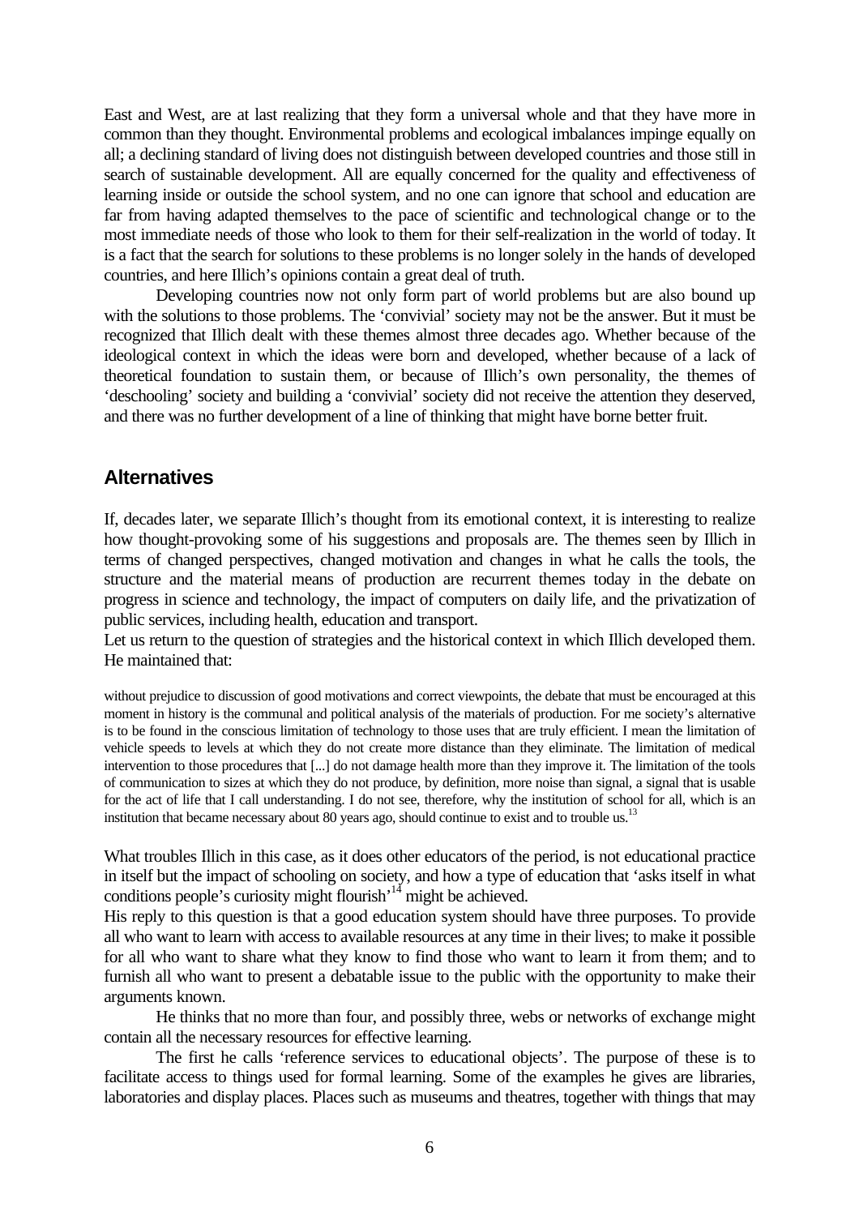East and West, are at last realizing that they form a universal whole and that they have more in common than they thought. Environmental problems and ecological imbalances impinge equally on all; a declining standard of living does not distinguish between developed countries and those still in search of sustainable development. All are equally concerned for the quality and effectiveness of learning inside or outside the school system, and no one can ignore that school and education are far from having adapted themselves to the pace of scientific and technological change or to the most immediate needs of those who look to them for their self-realization in the world of today. It is a fact that the search for solutions to these problems is no longer solely in the hands of developed countries, and here Illich's opinions contain a great deal of truth.

Developing countries now not only form part of world problems but are also bound up with the solutions to those problems. The 'convivial' society may not be the answer. But it must be recognized that Illich dealt with these themes almost three decades ago. Whether because of the ideological context in which the ideas were born and developed, whether because of a lack of theoretical foundation to sustain them, or because of Illich's own personality, the themes of 'deschooling' society and building a 'convivial' society did not receive the attention they deserved, and there was no further development of a line of thinking that might have borne better fruit.

## Alternatives

If, decades later, we separate Illich's thought from its emotional context, it is interesting to realize how thought-provoking some of his suggestions and proposals are. The themes seen by Illich in terms of changed perspectives, changed motivation and changes in what he calls the tools, the structure and the material means of production are recurrent themes today in the debate on progress in science and technology, the impact of computers on daily life, and the privatization of public services, including health, education and transport.

Let us return to the question of strategies and the historical context in which Illich developed them. He maintained that:

> without prejudice to discussion of good motivations and correct viewpoints, the debate that must be encouraged at this moment in history is the communal and political analysis of the materials of production. For me society's alternative is to be found in the conscious limitation of technology to those uses that are truly efficient. I mean the limitation of vehicle speeds to levels at which they do not create more distance than they eliminate. The limitation of medical intervention to those procedures that [...] do not damage health more than they improve it. The limitation of the tools of communication to sizes at which they do not produce, by definition, more noise than signal, a signal that is usable for the act of life that I call understanding. I do not see, therefore, why the institution of school for all, which is an institution that became necessary about 80 years ago, should continue to exist and to trouble us.[13]

What troubles Illich in this case, as it does other educators of the period, is not educational practice in itself but the impact of schooling on society, and how a type of education that 'asks itself in what conditions people's curiosity might flourish'[14] might be achieved.

His reply to this question is that a good education system should have three purposes. To provide all who want to learn with access to available resources at any time in their lives; to make it possible for all who want to share what they know to find those who want to learn it from them; and to furnish all who want to present a debatable issue to the public with the opportunity to make their arguments known.

He thinks that no more than four, and possibly three, webs or networks of exchange might contain all the necessary resources for effective learning.

The first he calls 'reference services to educational objects'. The purpose of these is to facilitate access to things used for formal learning. Some of the examples he gives are libraries, laboratories and display places. Places such as museums and theatres, together with things that may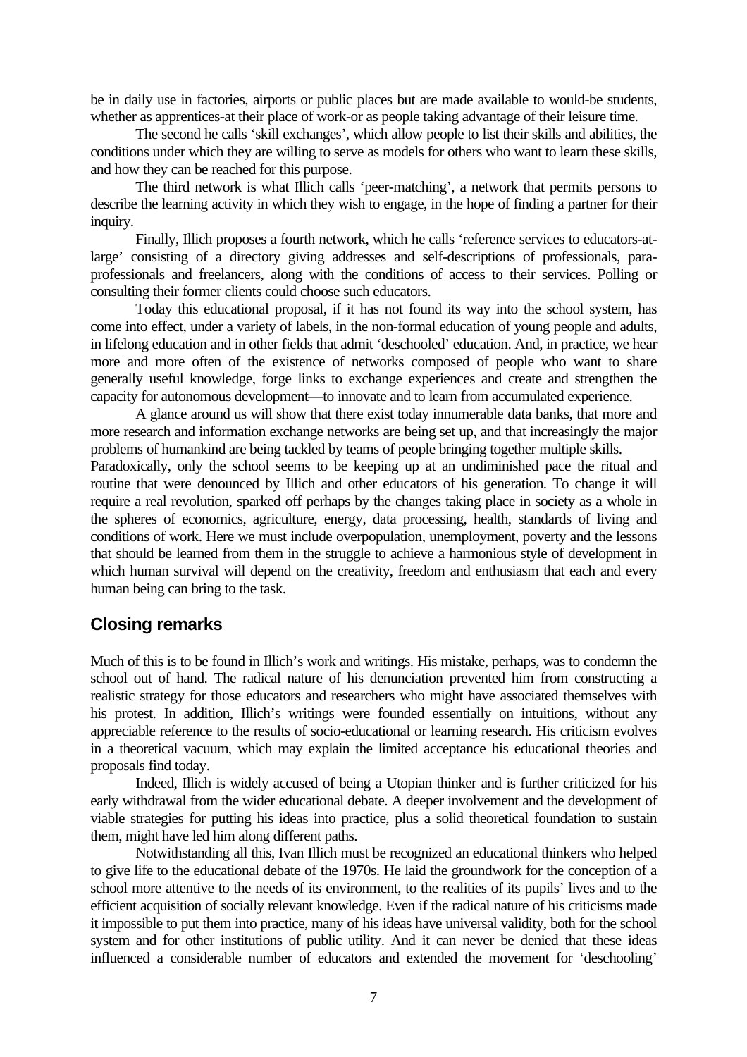be in daily use in factories, airports or public places but are made available to would-be students, whether as apprentices-at their place of work-or as people taking advantage of their leisure time.

The second he calls 'skill exchanges', which allow people to list their skills and abilities, the conditions under which they are willing to serve as models for others who want to learn these skills, and how they can be reached for this purpose.

The third network is what Illich calls 'peer-matching', a network that permits persons to describe the learning activity in which they wish to engage, in the hope of finding a partner for their inquiry.

Finally, Illich proposes a fourth network, which he calls 'reference services to educators-at-large' consisting of a directory giving addresses and self-descriptions of professionals, para-professionals and freelancers, along with the conditions of access to their services. Polling or consulting their former clients could choose such educators.

Today this educational proposal, if it has not found its way into the school system, has come into effect, under a variety of labels, in the non-formal education of young people and adults, in lifelong education and in other fields that admit 'deschooled' education. And, in practice, we hear more and more often of the existence of networks composed of people who want to share generally useful knowledge, forge links to exchange experiences and create and strengthen the capacity for autonomous development—to innovate and to learn from accumulated experience.

A glance around us will show that there exist today innumerable data banks, that more and more research and information exchange networks are being set up, and that increasingly the major problems of humankind are being tackled by teams of people bringing together multiple skills.

Paradoxically, only the school seems to be keeping up at an undiminished pace the ritual and routine that were denounced by Illich and other educators of his generation. To change it will require a real revolution, sparked off perhaps by the changes taking place in society as a whole in the spheres of economics, agriculture, energy, data processing, health, standards of living and conditions of work. Here we must include overpopulation, unemployment, poverty and the lessons that should be learned from them in the struggle to achieve a harmonious style of development in which human survival will depend on the creativity, freedom and enthusiasm that each and every human being can bring to the task.

## Closing remarks

Much of this is to be found in Illich's work and writings. His mistake, perhaps, was to condemn the school out of hand. The radical nature of his denunciation prevented him from constructing a realistic strategy for those educators and researchers who might have associated themselves with his protest. In addition, Illich's writings were founded essentially on intuitions, without any appreciable reference to the results of socio-educational or learning research. His criticism evolves in a theoretical vacuum, which may explain the limited acceptance his educational theories and proposals find today.

Indeed, Illich is widely accused of being a Utopian thinker and is further criticized for his early withdrawal from the wider educational debate. A deeper involvement and the development of viable strategies for putting his ideas into practice, plus a solid theoretical foundation to sustain them, might have led him along different paths.

Notwithstanding all this, Ivan Illich must be recognized an educational thinkers who helped to give life to the educational debate of the 1970s. He laid the groundwork for the conception of a school more attentive to the needs of its environment, to the realities of its pupils' lives and to the efficient acquisition of socially relevant knowledge. Even if the radical nature of his criticisms made it impossible to put them into practice, many of his ideas have universal validity, both for the school system and for other institutions of public utility. And it can never be denied that these ideas influenced a considerable number of educators and extended the movement for 'deschooling'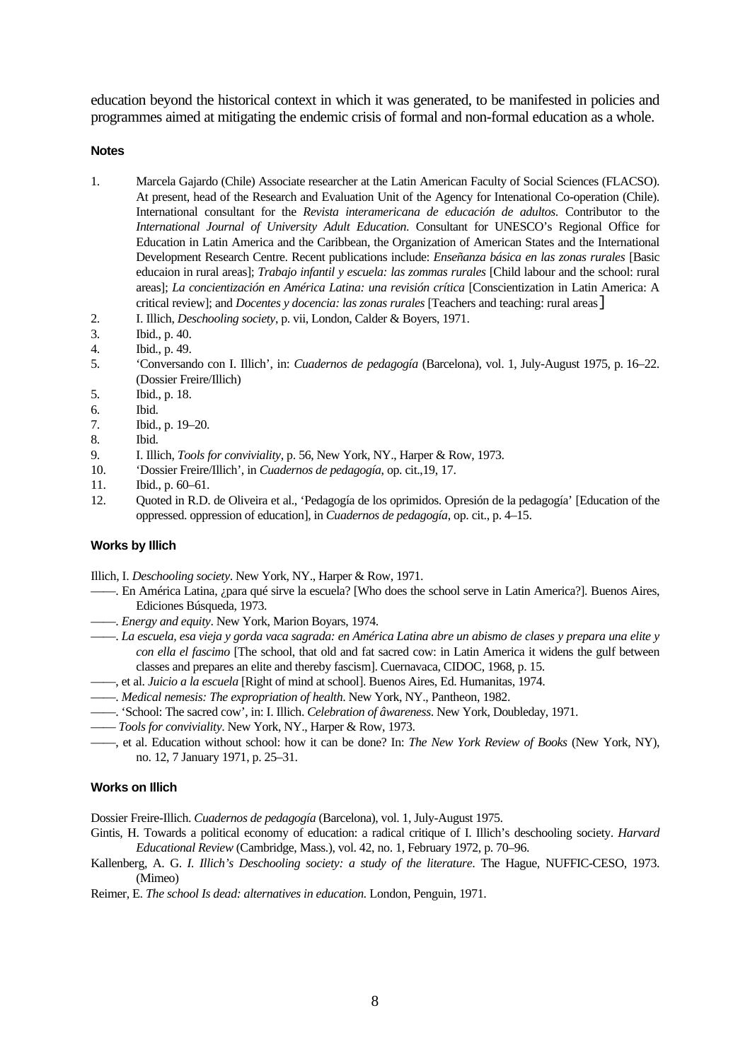education beyond the historical context in which it was generated, to be manifested in policies and programmes aimed at mitigating the endemic crisis of formal and non-formal education as a whole.

### Notes

1. Marcela Gajardo (Chile) Associate researcher at the Latin American Faculty of Social Sciences (FLACSO). At present, head of the Research and Evaluation Unit of the Agency for Intenational Co-operation (Chile). International consultant for the *Revista interamericana de educación de adultos*. Contributor to the *International Journal of University Adult Education*. Consultant for UNESCO's Regional Office for Education in Latin America and the Caribbean, the Organization of American States and the International Development Research Centre. Recent publications include: *Enseñanza básica en las zonas rurales* [Basic educaion in rural areas]; *Trabajo infantil y escuela: las zommas rurales* [Child labour and the school: rural areas]; *La concientización en América Latina: una revisión crítica* [Conscientization in Latin America: A critical review]; and *Docentes y docencia: las zonas rurales* [Teachers and teaching: rural areas]
2. I. Illich, *Deschooling society*, p. vii, London, Calder & Boyers, 1971.
3. Ibid., p. 40.
4. Ibid., p. 49.
5. 'Conversando con I. Illich', in: *Cuadernos de pedagogía* (Barcelona), vol. 1, July-August 1975, p. 16–22. (Dossier Freire/Illich)
5. Ibid., p. 18.
6. Ibid.
7. Ibid., p. 19–20.
8. Ibid.
9. I. Illich, *Tools for conviviality*, p. 56, New York, NY., Harper & Row, 1973.
10. 'Dossier Freire/Illich', in *Cuadernos de pedagogía*, op. cit.,19, 17.
11. Ibid., p. 60–61.
12. Quoted in R.D. de Oliveira et al., 'Pedagogía de los oprimidos. Opresión de la pedagogía' [Education of the oppressed. oppression of education], in *Cuadernos de pedagogía*, op. cit., p. 4–15.

### Works by Illich

Illich, I. *Deschooling society*. New York, NY., Harper & Row, 1971.

——. En América Latina, ¿para qué sirve la escuela? [Who does the school serve in Latin America?]. Buenos Aires, Ediciones Búsqueda, 1973.

——. *Energy and equity*. New York, Marion Boyars, 1974.

——. *La escuela, esa vieja y gorda vaca sagrada: en América Latina abre un abismo de clases y prepara una elite y con ella el fascimo* [The school, that old and fat sacred cow: in Latin America it widens the gulf between classes and prepares an elite and thereby fascism]. Cuernavaca, CIDOC, 1968, p. 15.

——, et al. *Juicio a la escuela* [Right of mind at school]. Buenos Aires, Ed. Humanitas, 1974.

——. *Medical nemesis: The expropriation of health*. New York, NY., Pantheon, 1982.

——. 'School: The sacred cow', in: I. Illich. *Celebration of âwareness*. New York, Doubleday, 1971.

—— *Tools for conviviality*. New York, NY., Harper & Row, 1973.

——, et al. Education without school: how it can be done? In: *The New York Review of Books* (New York, NY), no. 12, 7 January 1971, p. 25–31.

### Works on Illich

Dossier Freire-Illich. *Cuadernos de pedagogía* (Barcelona), vol. 1, July-August 1975.

Gintis, H. Towards a political economy of education: a radical critique of I. Illich's deschooling society. *Harvard Educational Review* (Cambridge, Mass.), vol. 42, no. 1, February 1972, p. 70–96.

Kallenberg, A. G. *I. Illich's Deschooling society: a study of the literature*. The Hague, NUFFIC-CESO, 1973. (Mimeo)

Reimer, E. *The school Is dead: alternatives in education*. London, Penguin, 1971.